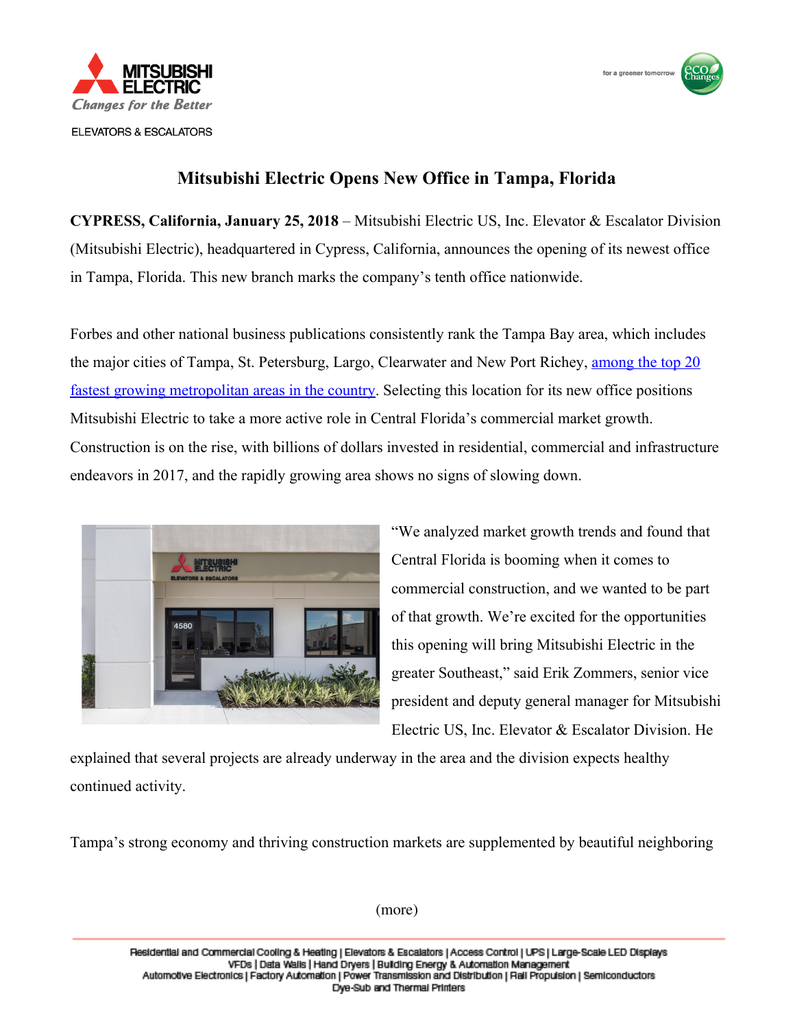MITSUBISHI ELECTRIC

*Changes for the Better*

ELEVATORS & ESCALATORS

for a greener tomorrow

# Mitsubishi Electric Opens New Office in Tampa, Florida

**CYPRESS, California, January 25, 2018** – Mitsubishi Electric US, Inc. Elevator & Escalator Division (Mitsubishi Electric), headquartered in Cypress, California, announces the opening of its newest office in Tampa, Florida. This new branch marks the company's tenth office nationwide.

Forbes and other national business publications consistently rank the Tampa Bay area, which includes the major cities of Tampa, St. Petersburg, Largo, Clearwater and New Port Richey, among the top 20 fastest growing metropolitan areas in the country. Selecting this location for its new office positions Mitsubishi Electric to take a more active role in Central Florida's commercial market growth. Construction is on the rise, with billions of dollars invested in residential, commercial and infrastructure endeavors in 2017, and the rapidly growing area shows no signs of slowing down.

"We analyzed market growth trends and found that Central Florida is booming when it comes to commercial construction, and we wanted to be part of that growth. We're excited for the opportunities this opening will bring Mitsubishi Electric in the greater Southeast," said Erik Zommers, senior vice president and deputy general manager for Mitsubishi Electric US, Inc. Elevator & Escalator Division. He explained that several projects are already underway in the area and the division expects healthy continued activity.

Tampa's strong economy and thriving construction markets are supplemented by beautiful neighboring

(more)

Residential and Commercial Cooling & Heating | Elevators & Escalators | Access Control | UPS | Large-Scale LED Displays
VFDs | Data Walls | Hand Dryers | Building Energy & Automation Management
Automotive Electronics | Factory Automation | Power Transmission and Distribution | Rail Propulsion | Semiconductors
Dye-Sub and Thermal Printers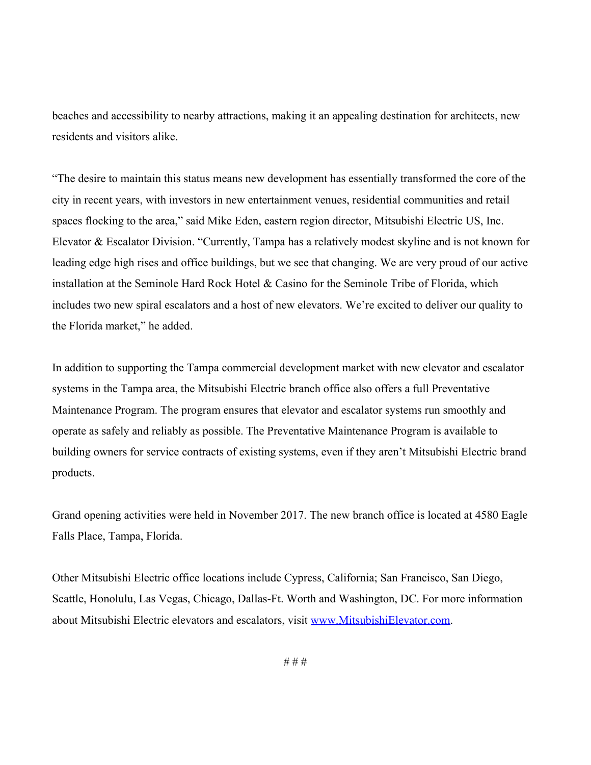beaches and accessibility to nearby attractions, making it an appealing destination for architects, new residents and visitors alike.

"The desire to maintain this status means new development has essentially transformed the core of the city in recent years, with investors in new entertainment venues, residential communities and retail spaces flocking to the area," said Mike Eden, eastern region director, Mitsubishi Electric US, Inc. Elevator & Escalator Division. "Currently, Tampa has a relatively modest skyline and is not known for leading edge high rises and office buildings, but we see that changing. We are very proud of our active installation at the Seminole Hard Rock Hotel & Casino for the Seminole Tribe of Florida, which includes two new spiral escalators and a host of new elevators. We're excited to deliver our quality to the Florida market," he added.

In addition to supporting the Tampa commercial development market with new elevator and escalator systems in the Tampa area, the Mitsubishi Electric branch office also offers a full Preventative Maintenance Program. The program ensures that elevator and escalator systems run smoothly and operate as safely and reliably as possible. The Preventative Maintenance Program is available to building owners for service contracts of existing systems, even if they aren't Mitsubishi Electric brand products.

Grand opening activities were held in November 2017. The new branch office is located at 4580 Eagle Falls Place, Tampa, Florida.

Other Mitsubishi Electric office locations include Cypress, California; San Francisco, San Diego, Seattle, Honolulu, Las Vegas, Chicago, Dallas-Ft. Worth and Washington, DC. For more information about Mitsubishi Electric elevators and escalators, visit [www.MitsubishiElevator.com](http://www.MitsubishiElevator.com).

# # #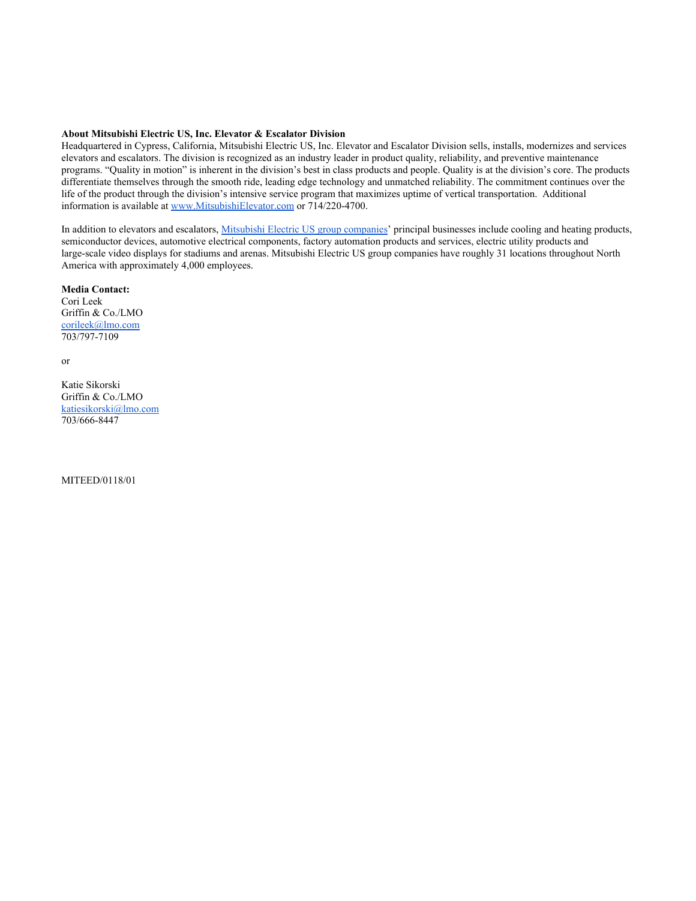**About Mitsubishi Electric US, Inc. Elevator & Escalator Division**
Headquartered in Cypress, California, Mitsubishi Electric US, Inc. Elevator and Escalator Division sells, installs, modernizes and services elevators and escalators. The division is recognized as an industry leader in product quality, reliability, and preventive maintenance programs. "Quality in motion" is inherent in the division's best in class products and people. Quality is at the division's core. The products differentiate themselves through the smooth ride, leading edge technology and unmatched reliability. The commitment continues over the life of the product through the division's intensive service program that maximizes uptime of vertical transportation. Additional information is available at [www.MitsubishiElevator.com](http://www.MitsubishiElevator.com) or 714/220-4700.

In addition to elevators and escalators, Mitsubishi Electric US group companies' principal businesses include cooling and heating products, semiconductor devices, automotive electrical components, factory automation products and services, electric utility products and large-scale video displays for stadiums and arenas. Mitsubishi Electric US group companies have roughly 31 locations throughout North America with approximately 4,000 employees.

**Media Contact:**
Cori Leek
Griffin & Co./LMO
[corileek@lmo.com](mailto:corileek@lmo.com)
703/797-7109

or

Katie Sikorski
Griffin & Co./LMO
[katiesikorski@lmo.com](mailto:katiesikorski@lmo.com)
703/666-8447

MITEED/0118/01